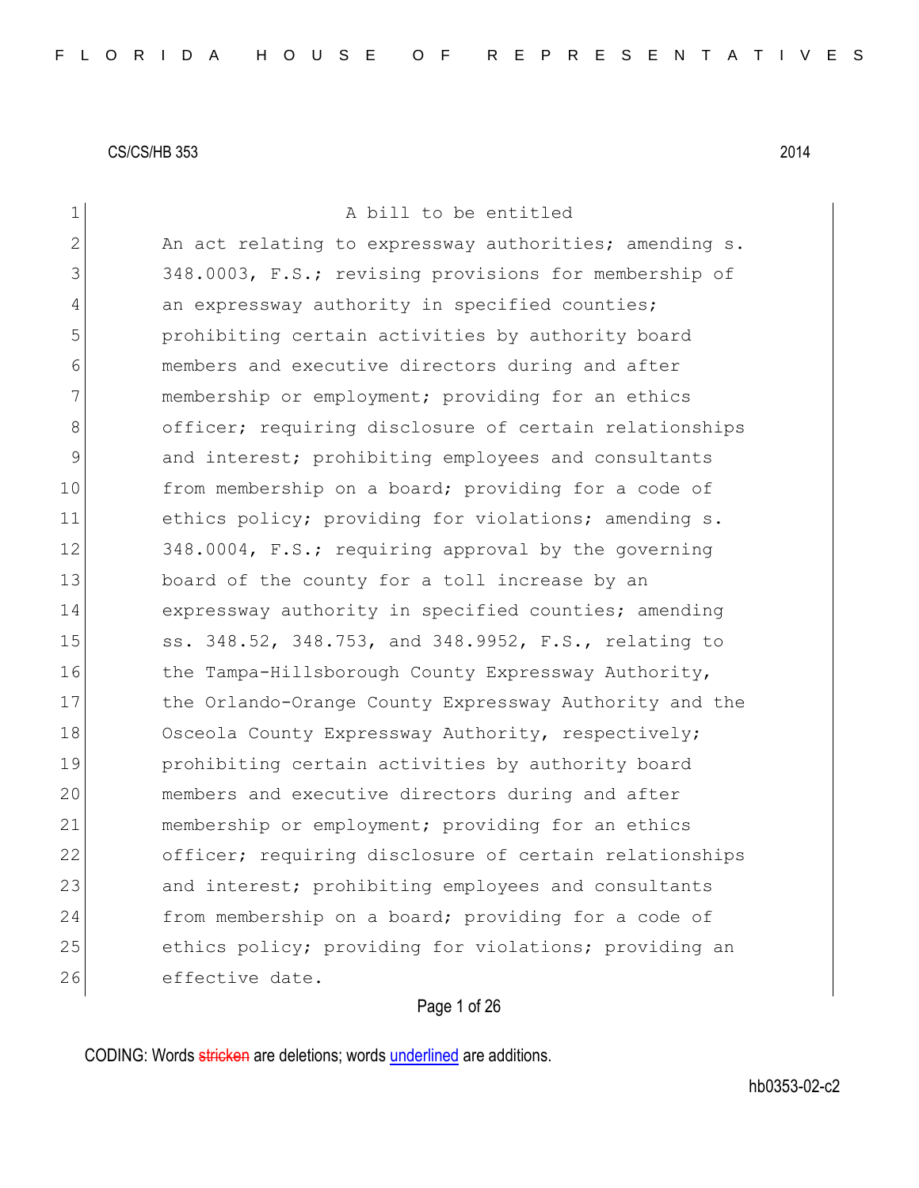CS/CS/HB 353 2014

A bill to be entitled

An act relating to expressway authorities; amending s. 348.0003, F.S.; revising provisions for membership of an expressway authority in specified counties; prohibiting certain activities by authority board members and executive directors during and after membership or employment; providing for an ethics officer; requiring disclosure of certain relationships and interest; prohibiting employees and consultants from membership on a board; providing for a code of ethics policy; providing for violations; amending s. 348.0004, F.S.; requiring approval by the governing board of the county for a toll increase by an expressway authority in specified counties; amending ss. 348.52, 348.753, and 348.9952, F.S., relating to the Tampa-Hillsborough County Expressway Authority, the Orlando-Orange County Expressway Authority and the Osceola County Expressway Authority, respectively; prohibiting certain activities by authority board members and executive directors during and after membership or employment; providing for an ethics officer; requiring disclosure of certain relationships and interest; prohibiting employees and consultants from membership on a board; providing for a code of ethics policy; providing for violations; providing an effective date.

CODING: Words stricken are deletions; words underlined are additions.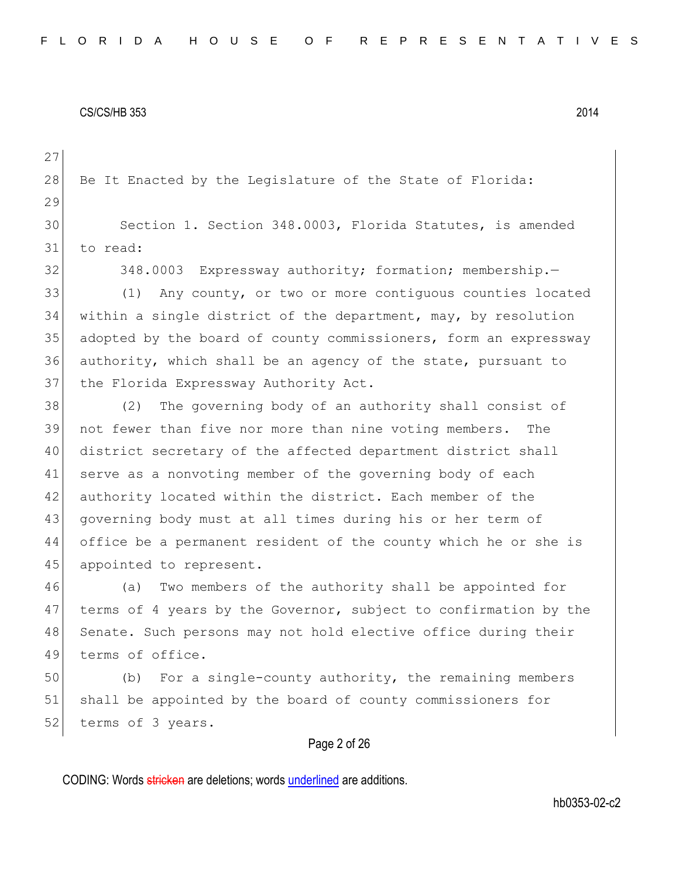Be It Enacted by the Legislature of the State of Florida:

Section 1. Section 348.0003, Florida Statutes, is amended to read:

348.0003 Expressway authority; formation; membership.—

(1) Any county, or two or more contiguous counties located within a single district of the department, may, by resolution adopted by the board of county commissioners, form an expressway authority, which shall be an agency of the state, pursuant to the Florida Expressway Authority Act.

(2) The governing body of an authority shall consist of not fewer than five nor more than nine voting members. The district secretary of the affected department district shall serve as a nonvoting member of the governing body of each authority located within the district. Each member of the governing body must at all times during his or her term of office be a permanent resident of the county which he or she is appointed to represent.

(a) Two members of the authority shall be appointed for terms of 4 years by the Governor, subject to confirmation by the Senate. Such persons may not hold elective office during their terms of office.

(b) For a single-county authority, the remaining members shall be appointed by the board of county commissioners for terms of 3 years.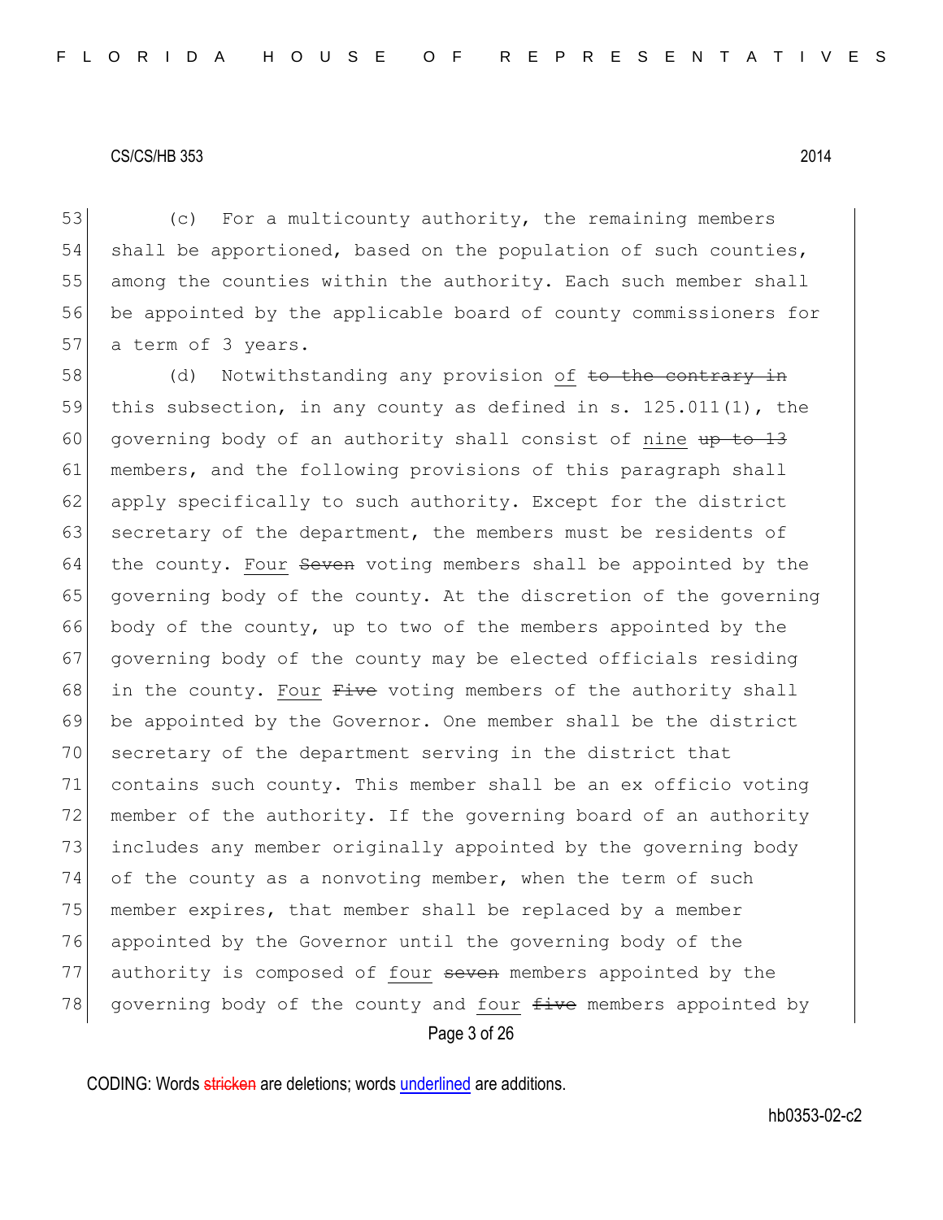(c) For a multicounty authority, the remaining members shall be apportioned, based on the population of such counties, among the counties within the authority. Each such member shall be appointed by the applicable board of county commissioners for a term of 3 years.

(d) Notwithstanding any provision of ~~to the contrary in~~ this subsection, in any county as defined in s. 125.011(1), the governing body of an authority shall consist of nine ~~up to 13~~ members, and the following provisions of this paragraph shall apply specifically to such authority. Except for the district secretary of the department, the members must be residents of the county. Four ~~Seven~~ voting members shall be appointed by the governing body of the county. At the discretion of the governing body of the county, up to two of the members appointed by the governing body of the county may be elected officials residing in the county. Four ~~Five~~ voting members of the authority shall be appointed by the Governor. One member shall be the district secretary of the department serving in the district that contains such county. This member shall be an ex officio voting member of the authority. If the governing board of an authority includes any member originally appointed by the governing body of the county as a nonvoting member, when the term of such member expires, that member shall be replaced by a member appointed by the Governor until the governing body of the authority is composed of four ~~seven~~ members appointed by the governing body of the county and four ~~five~~ members appointed by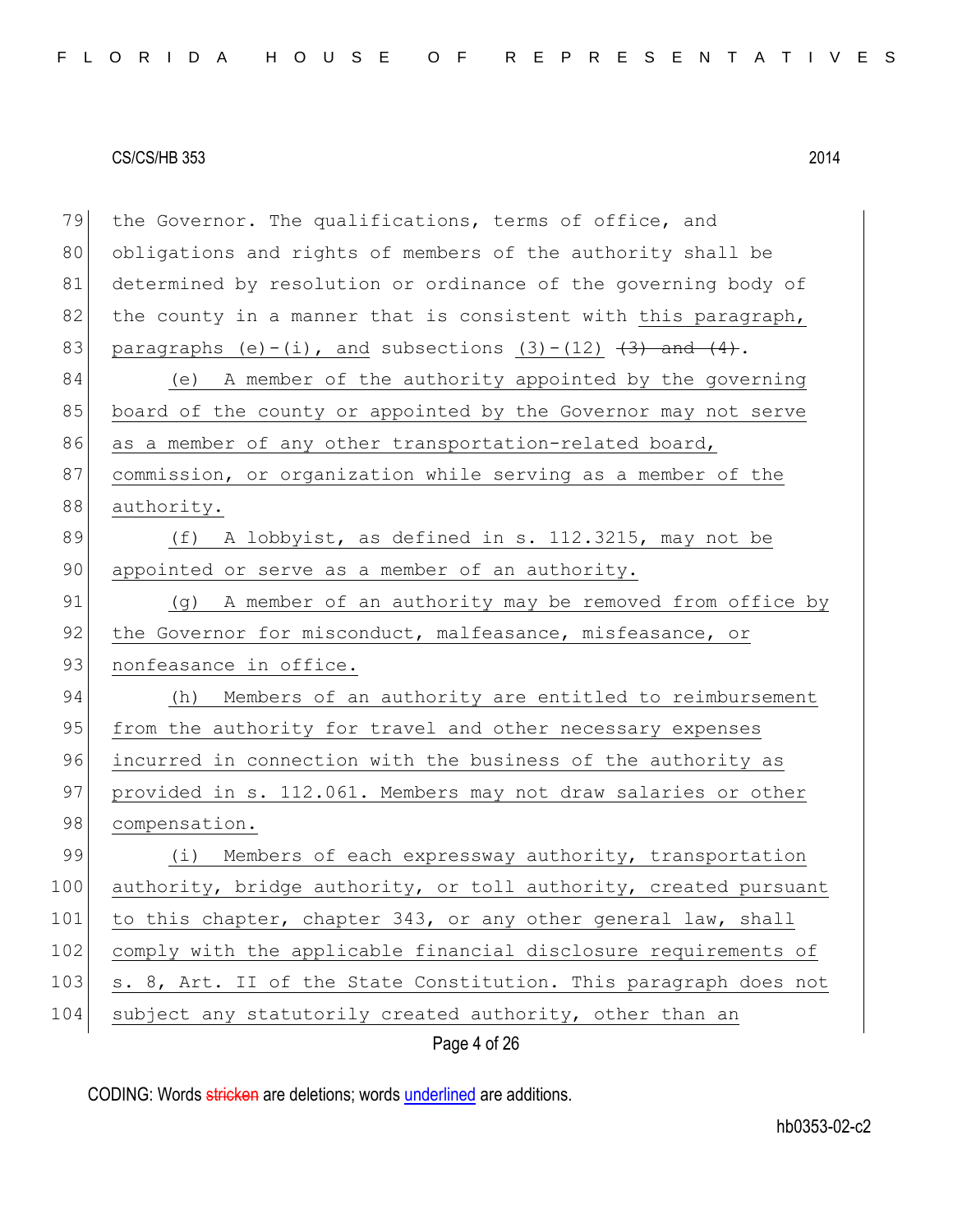the Governor. The qualifications, terms of office, and obligations and rights of members of the authority shall be determined by resolution or ordinance of the governing body of the county in a manner that is consistent with this paragraph, paragraphs (e)-(i), and subsections (3)-(12) ~~(3) and (4)~~.

(e) A member of the authority appointed by the governing board of the county or appointed by the Governor may not serve as a member of any other transportation-related board, commission, or organization while serving as a member of the authority.

(f) A lobbyist, as defined in s. 112.3215, may not be appointed or serve as a member of an authority.

(g) A member of an authority may be removed from office by the Governor for misconduct, malfeasance, misfeasance, or nonfeasance in office.

(h) Members of an authority are entitled to reimbursement from the authority for travel and other necessary expenses incurred in connection with the business of the authority as provided in s. 112.061. Members may not draw salaries or other compensation.

(i) Members of each expressway authority, transportation authority, bridge authority, or toll authority, created pursuant to this chapter, chapter 343, or any other general law, shall comply with the applicable financial disclosure requirements of s. 8, Art. II of the State Constitution. This paragraph does not subject any statutorily created authority, other than an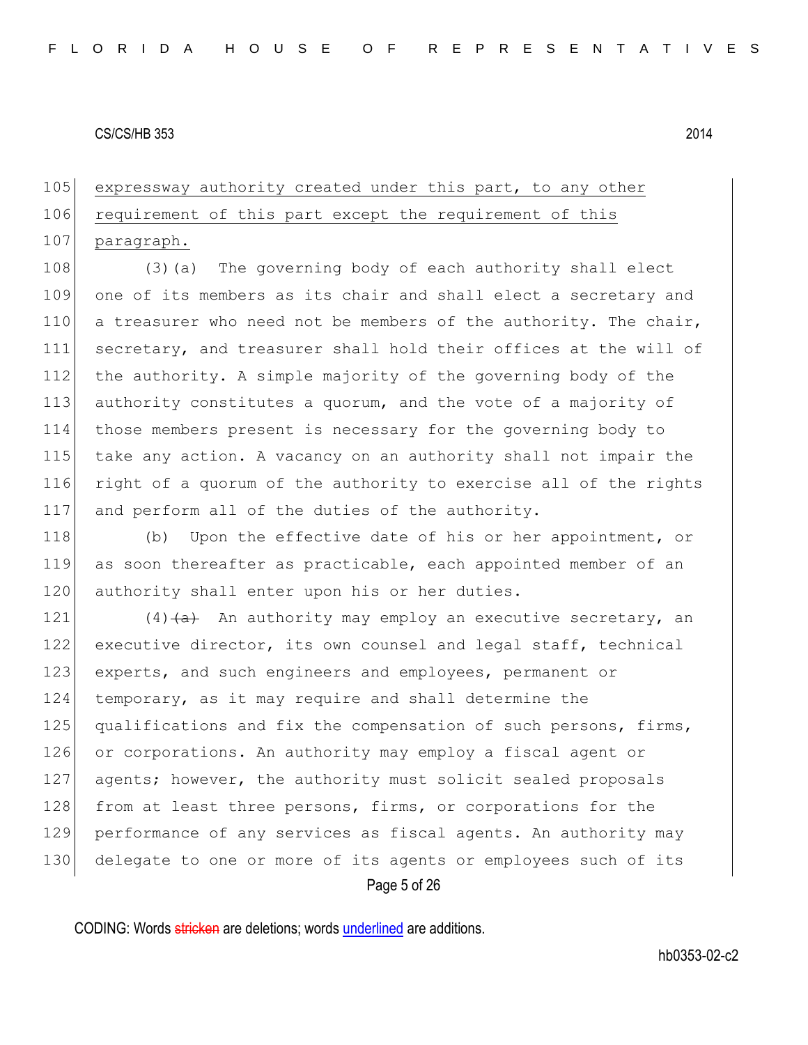expressway authority created under this part, to any other requirement of this part except the requirement of this paragraph.

(3)(a) The governing body of each authority shall elect one of its members as its chair and shall elect a secretary and a treasurer who need not be members of the authority. The chair, secretary, and treasurer shall hold their offices at the will of the authority. A simple majority of the governing body of the authority constitutes a quorum, and the vote of a majority of those members present is necessary for the governing body to take any action. A vacancy on an authority shall not impair the right of a quorum of the authority to exercise all of the rights and perform all of the duties of the authority.

(b) Upon the effective date of his or her appointment, or as soon thereafter as practicable, each appointed member of an authority shall enter upon his or her duties.

(4)~~(a)~~ An authority may employ an executive secretary, an executive director, its own counsel and legal staff, technical experts, and such engineers and employees, permanent or temporary, as it may require and shall determine the qualifications and fix the compensation of such persons, firms, or corporations. An authority may employ a fiscal agent or agents; however, the authority must solicit sealed proposals from at least three persons, firms, or corporations for the performance of any services as fiscal agents. An authority may delegate to one or more of its agents or employees such of its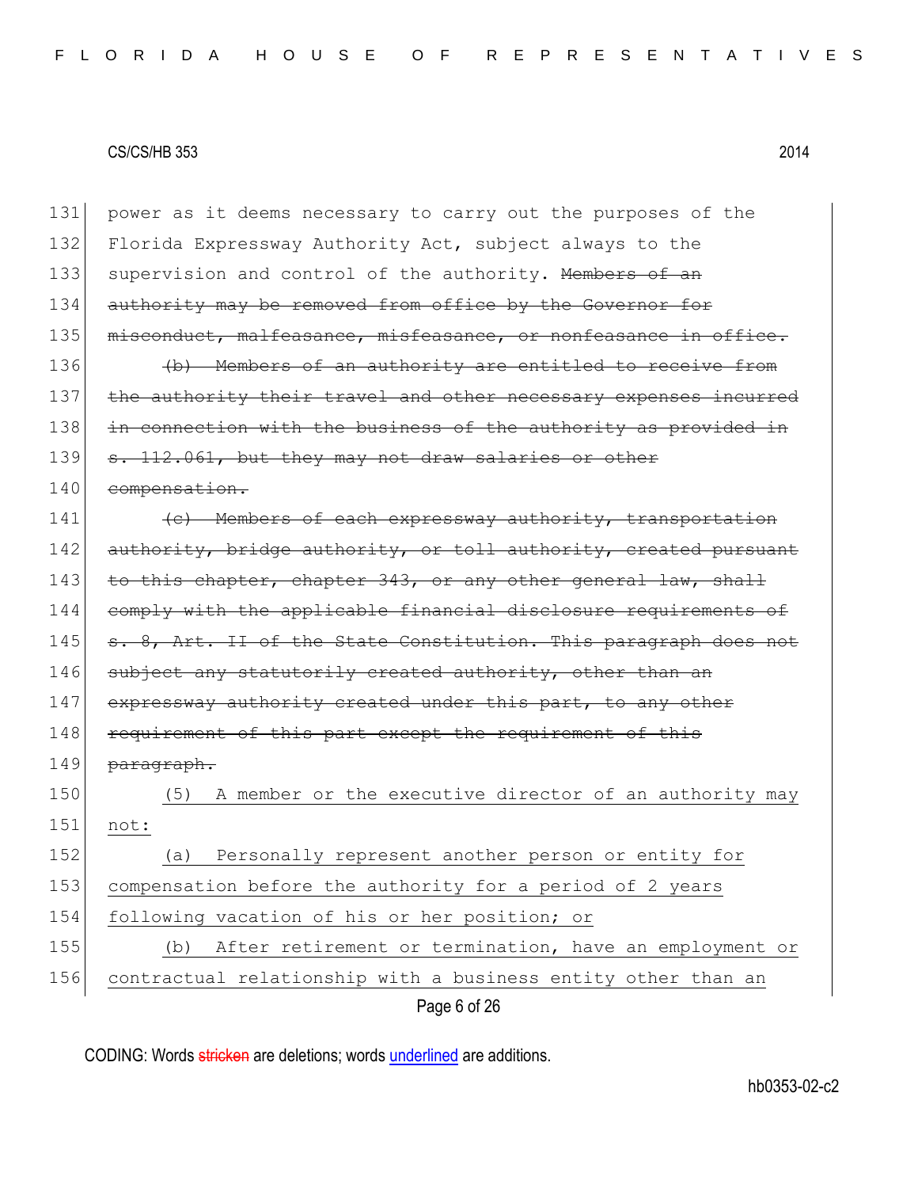power as it deems necessary to carry out the purposes of the Florida Expressway Authority Act, subject always to the supervision and control of the authority. ~~Members of an authority may be removed from office by the Governor for misconduct, malfeasance, misfeasance, or nonfeasance in office.~~

~~(b) Members of an authority are entitled to receive from the authority their travel and other necessary expenses incurred in connection with the business of the authority as provided in s. 112.061, but they may not draw salaries or other compensation.~~

~~(c) Members of each expressway authority, transportation authority, bridge authority, or toll authority, created pursuant to this chapter, chapter 343, or any other general law, shall comply with the applicable financial disclosure requirements of s. 8, Art. II of the State Constitution. This paragraph does not subject any statutorily created authority, other than an expressway authority created under this part, to any other requirement of this part except the requirement of this paragraph.~~

<u>(5) A member or the executive director of an authority may not:</u>

<u>(a) Personally represent another person or entity for compensation before the authority for a period of 2 years following vacation of his or her position; or</u>

<u>(b) After retirement or termination, have an employment or contractual relationship with a business entity other than an</u>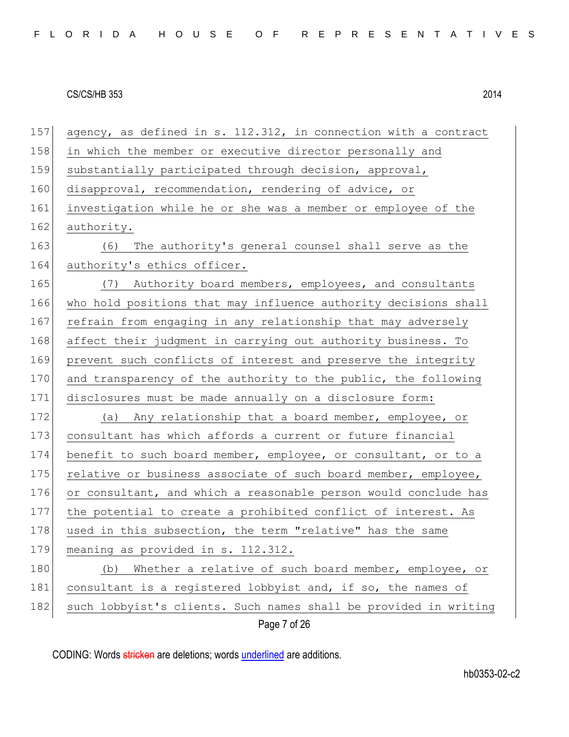agency, as defined in s. 112.312, in connection with a contract in which the member or executive director personally and substantially participated through decision, approval, disapproval, recommendation, rendering of advice, or investigation while he or she was a member or employee of the authority.

(6) The authority's general counsel shall serve as the authority's ethics officer.

(7) Authority board members, employees, and consultants who hold positions that may influence authority decisions shall refrain from engaging in any relationship that may adversely affect their judgment in carrying out authority business. To prevent such conflicts of interest and preserve the integrity and transparency of the authority to the public, the following disclosures must be made annually on a disclosure form:

(a) Any relationship that a board member, employee, or consultant has which affords a current or future financial benefit to such board member, employee, or consultant, or to a relative or business associate of such board member, employee, or consultant, and which a reasonable person would conclude has the potential to create a prohibited conflict of interest. As used in this subsection, the term "relative" has the same meaning as provided in s. 112.312.

(b) Whether a relative of such board member, employee, or consultant is a registered lobbyist and, if so, the names of such lobbyist's clients. Such names shall be provided in writing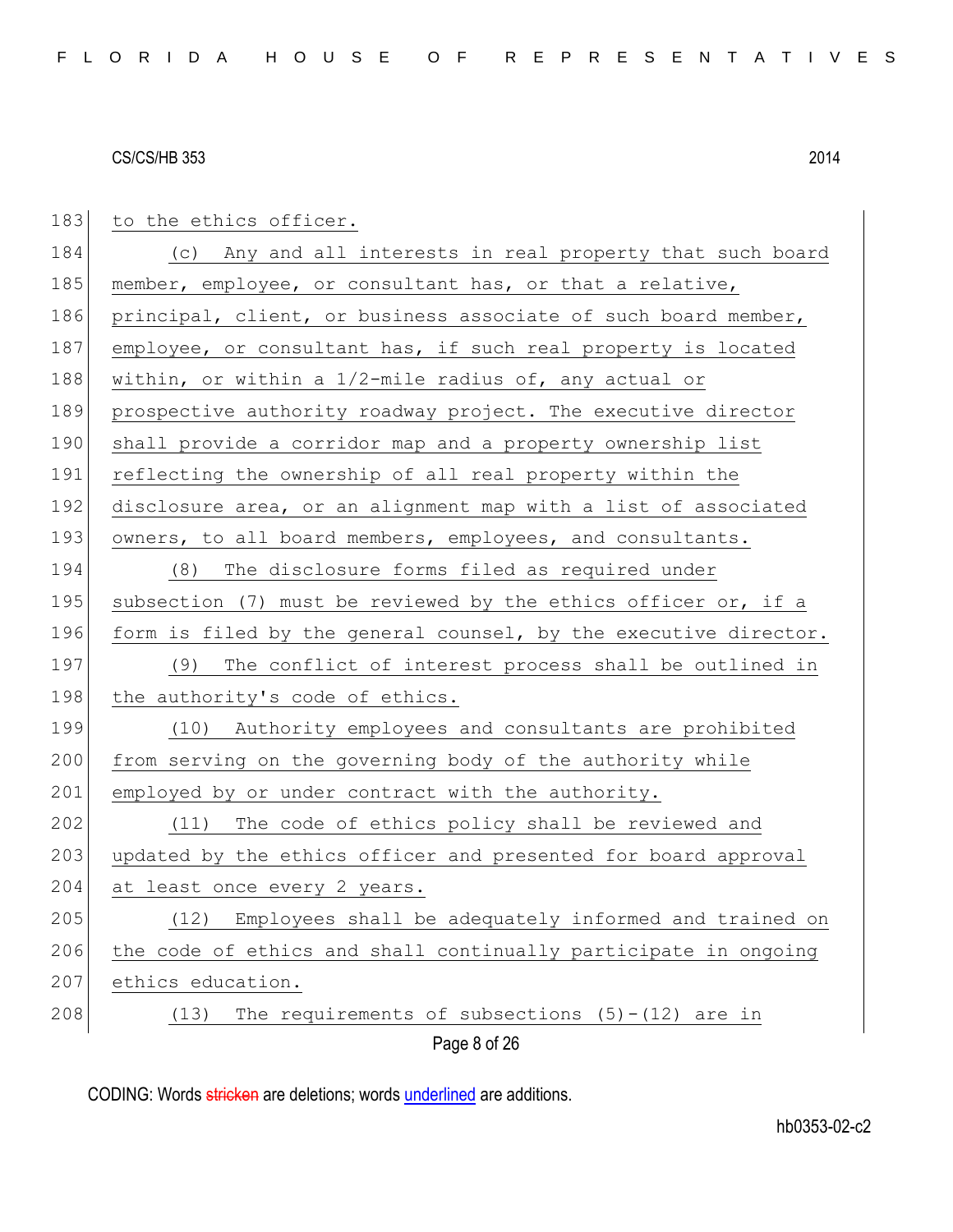to the ethics officer.

(c) Any and all interests in real property that such board member, employee, or consultant has, or that a relative, principal, client, or business associate of such board member, employee, or consultant has, if such real property is located within, or within a 1/2-mile radius of, any actual or prospective authority roadway project. The executive director shall provide a corridor map and a property ownership list reflecting the ownership of all real property within the disclosure area, or an alignment map with a list of associated owners, to all board members, employees, and consultants.

(8) The disclosure forms filed as required under subsection (7) must be reviewed by the ethics officer or, if a form is filed by the general counsel, by the executive director.

(9) The conflict of interest process shall be outlined in the authority's code of ethics.

(10) Authority employees and consultants are prohibited from serving on the governing body of the authority while employed by or under contract with the authority.

(11) The code of ethics policy shall be reviewed and updated by the ethics officer and presented for board approval at least once every 2 years.

(12) Employees shall be adequately informed and trained on the code of ethics and shall continually participate in ongoing ethics education.

(13) The requirements of subsections (5)-(12) are in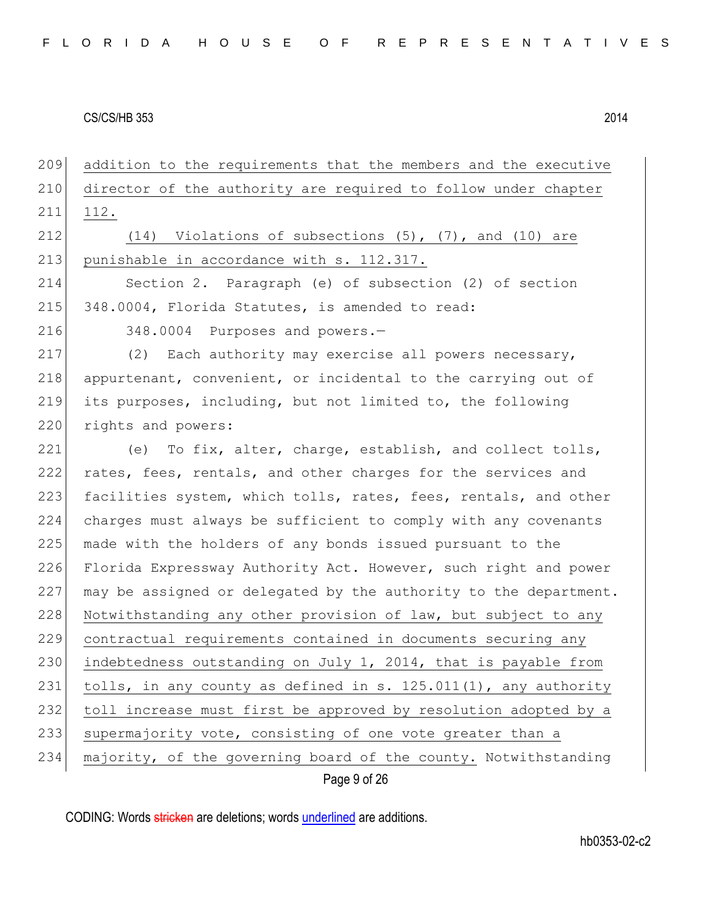addition to the requirements that the members and the executive director of the authority are required to follow under chapter 112.

(14) Violations of subsections (5), (7), and (10) are punishable in accordance with s. 112.317.

Section 2. Paragraph (e) of subsection (2) of section 348.0004, Florida Statutes, is amended to read:

348.0004 Purposes and powers.—

(2) Each authority may exercise all powers necessary, appurtenant, convenient, or incidental to the carrying out of its purposes, including, but not limited to, the following rights and powers:

(e) To fix, alter, charge, establish, and collect tolls, rates, fees, rentals, and other charges for the services and facilities system, which tolls, rates, fees, rentals, and other charges must always be sufficient to comply with any covenants made with the holders of any bonds issued pursuant to the Florida Expressway Authority Act. However, such right and power may be assigned or delegated by the authority to the department. Notwithstanding any other provision of law, but subject to any contractual requirements contained in documents securing any indebtedness outstanding on July 1, 2014, that is payable from tolls, in any county as defined in s. 125.011(1), any authority toll increase must first be approved by resolution adopted by a supermajority vote, consisting of one vote greater than a majority, of the governing board of the county. Notwithstanding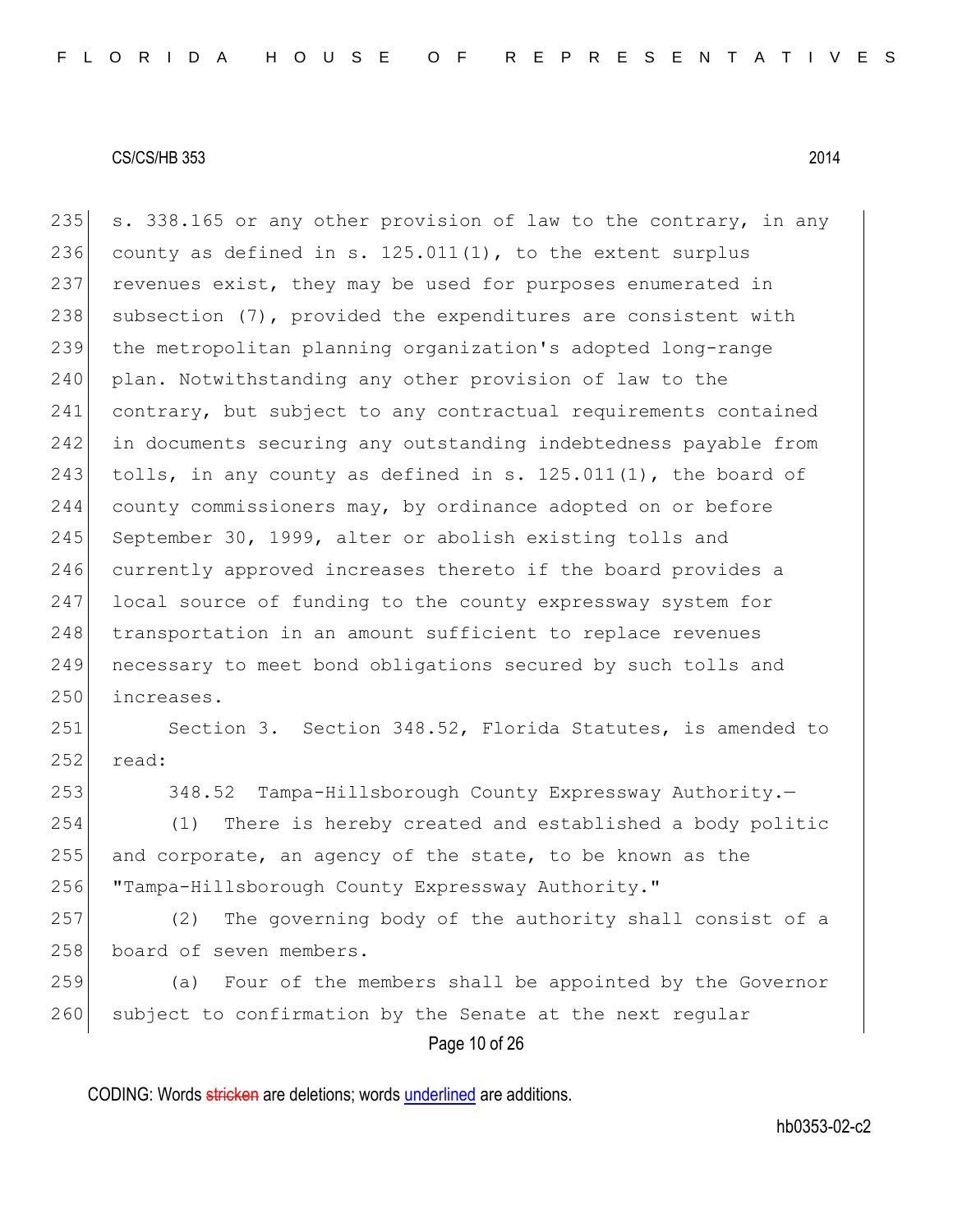s. 338.165 or any other provision of law to the contrary, in any county as defined in s. 125.011(1), to the extent surplus revenues exist, they may be used for purposes enumerated in subsection (7), provided the expenditures are consistent with the metropolitan planning organization's adopted long-range plan. Notwithstanding any other provision of law to the contrary, but subject to any contractual requirements contained in documents securing any outstanding indebtedness payable from tolls, in any county as defined in s. 125.011(1), the board of county commissioners may, by ordinance adopted on or before September 30, 1999, alter or abolish existing tolls and currently approved increases thereto if the board provides a local source of funding to the county expressway system for transportation in an amount sufficient to replace revenues necessary to meet bond obligations secured by such tolls and increases.

Section 3. Section 348.52, Florida Statutes, is amended to read:

348.52 Tampa-Hillsborough County Expressway Authority.—

(1) There is hereby created and established a body politic and corporate, an agency of the state, to be known as the "Tampa-Hillsborough County Expressway Authority."

(2) The governing body of the authority shall consist of a board of seven members.

(a) Four of the members shall be appointed by the Governor subject to confirmation by the Senate at the next regular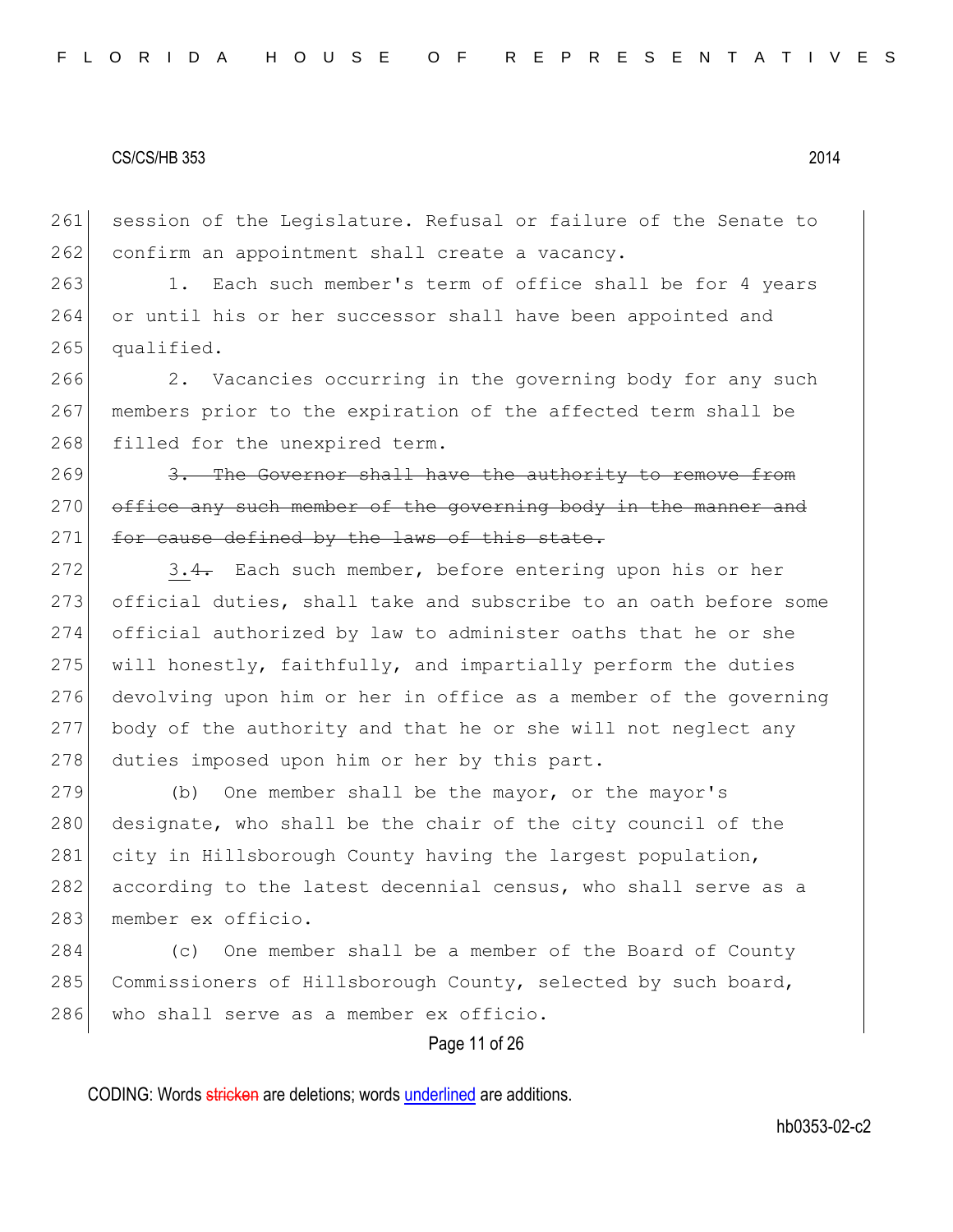session of the Legislature. Refusal or failure of the Senate to confirm an appointment shall create a vacancy.

1. Each such member's term of office shall be for 4 years or until his or her successor shall have been appointed and qualified.

2. Vacancies occurring in the governing body for any such members prior to the expiration of the affected term shall be filled for the unexpired term.

~~3. The Governor shall have the authority to remove from office any such member of the governing body in the manner and for cause defined by the laws of this state.~~

3.~~4.~~ Each such member, before entering upon his or her official duties, shall take and subscribe to an oath before some official authorized by law to administer oaths that he or she will honestly, faithfully, and impartially perform the duties devolving upon him or her in office as a member of the governing body of the authority and that he or she will not neglect any duties imposed upon him or her by this part.

(b) One member shall be the mayor, or the mayor's designate, who shall be the chair of the city council of the city in Hillsborough County having the largest population, according to the latest decennial census, who shall serve as a member ex officio.

(c) One member shall be a member of the Board of County Commissioners of Hillsborough County, selected by such board, who shall serve as a member ex officio.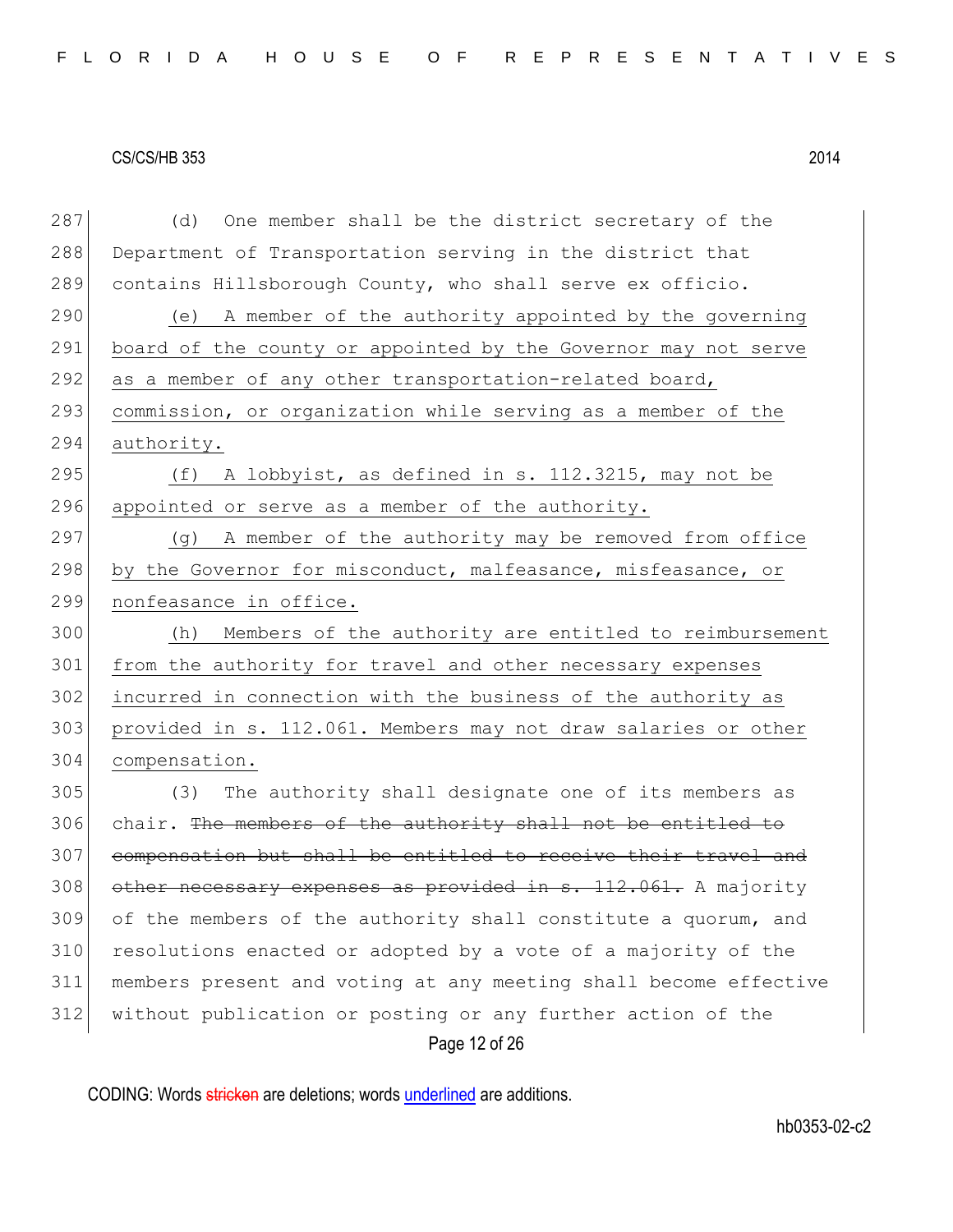287 (d) One member shall be the district secretary of the
288 Department of Transportation serving in the district that
289 contains Hillsborough County, who shall serve ex officio.

290 <u>(e) A member of the authority appointed by the governing</u>
291 <u>board of the county or appointed by the Governor may not serve</u>
292 <u>as a member of any other transportation-related board,</u>
293 <u>commission, or organization while serving as a member of the</u>
294 <u>authority.</u>

295 <u>(f) A lobbyist, as defined in s. 112.3215, may not be</u>
296 <u>appointed or serve as a member of the authority.</u>

297 <u>(g) A member of the authority may be removed from office</u>
298 <u>by the Governor for misconduct, malfeasance, misfeasance, or</u>
299 <u>nonfeasance in office.</u>

300 <u>(h) Members of the authority are entitled to reimbursement</u>
301 <u>from the authority for travel and other necessary expenses</u>
302 <u>incurred in connection with the business of the authority as</u>
303 <u>provided in s. 112.061. Members may not draw salaries or other</u>
304 <u>compensation.</u>

305 (3) The authority shall designate one of its members as
306 chair. ~~The members of the authority shall not be entitled to~~
307 ~~compensation but shall be entitled to receive their travel and~~
308 ~~other necessary expenses as provided in s. 112.061.~~ A majority
309 of the members of the authority shall constitute a quorum, and
310 resolutions enacted or adopted by a vote of a majority of the
311 members present and voting at any meeting shall become effective
312 without publication or posting or any further action of the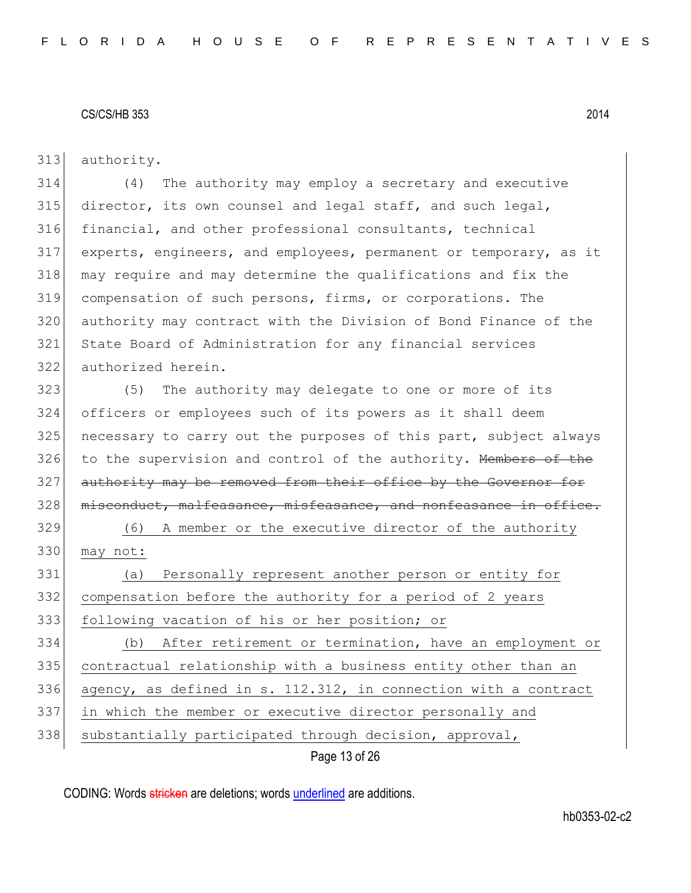authority.

(4) The authority may employ a secretary and executive director, its own counsel and legal staff, and such legal, financial, and other professional consultants, technical experts, engineers, and employees, permanent or temporary, as it may require and may determine the qualifications and fix the compensation of such persons, firms, or corporations. The authority may contract with the Division of Bond Finance of the State Board of Administration for any financial services authorized herein.

(5) The authority may delegate to one or more of its officers or employees such of its powers as it shall deem necessary to carry out the purposes of this part, subject always to the supervision and control of the authority. ~~Members of the authority may be removed from their office by the Governor for misconduct, malfeasance, misfeasance, and nonfeasance in office.~~

<u>(6) A member or the executive director of the authority may not:</u>

<u>(a) Personally represent another person or entity for compensation before the authority for a period of 2 years following vacation of his or her position; or</u>

<u>(b) After retirement or termination, have an employment or contractual relationship with a business entity other than an agency, as defined in s. 112.312, in connection with a contract in which the member or executive director personally and substantially participated through decision, approval,</u>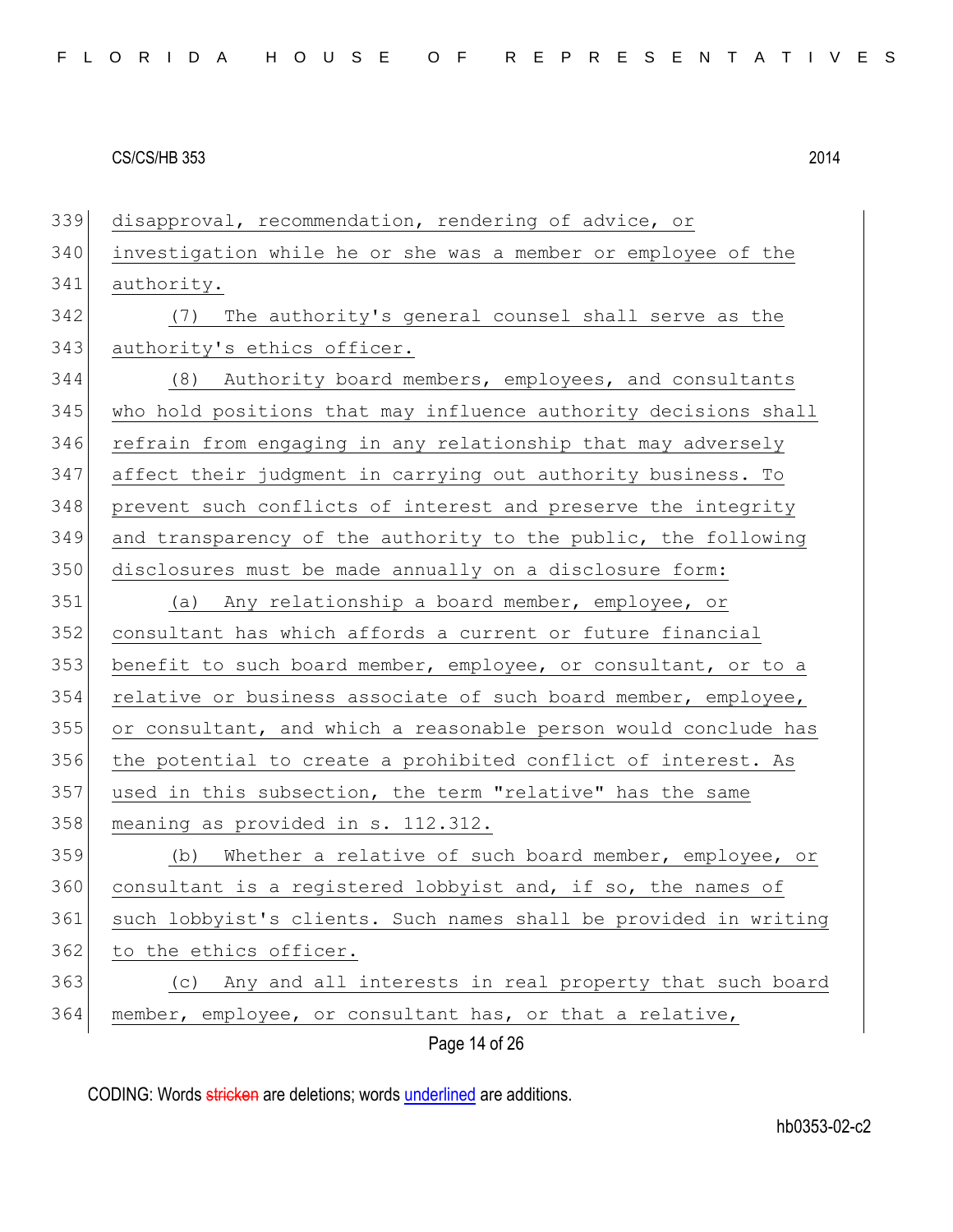disapproval, recommendation, rendering of advice, or investigation while he or she was a member or employee of the authority.

(7) The authority's general counsel shall serve as the authority's ethics officer.

(8) Authority board members, employees, and consultants who hold positions that may influence authority decisions shall refrain from engaging in any relationship that may adversely affect their judgment in carrying out authority business. To prevent such conflicts of interest and preserve the integrity and transparency of the authority to the public, the following disclosures must be made annually on a disclosure form:

(a) Any relationship a board member, employee, or consultant has which affords a current or future financial benefit to such board member, employee, or consultant, or to a relative or business associate of such board member, employee, or consultant, and which a reasonable person would conclude has the potential to create a prohibited conflict of interest. As used in this subsection, the term "relative" has the same meaning as provided in s. 112.312.

(b) Whether a relative of such board member, employee, or consultant is a registered lobbyist and, if so, the names of such lobbyist's clients. Such names shall be provided in writing to the ethics officer.

(c) Any and all interests in real property that such board member, employee, or consultant has, or that a relative,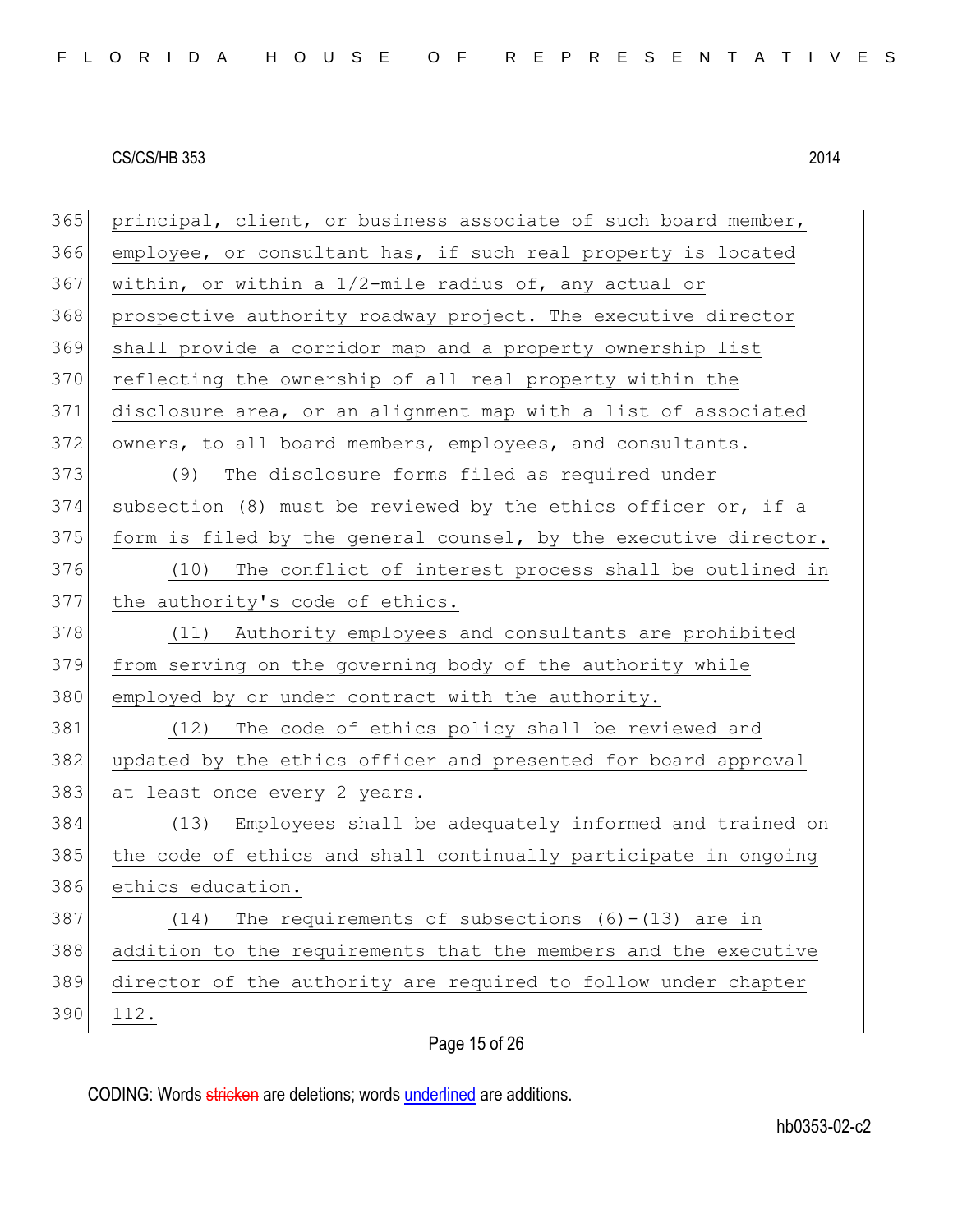principal, client, or business associate of such board member, employee, or consultant has, if such real property is located within, or within a 1/2-mile radius of, any actual or prospective authority roadway project. The executive director shall provide a corridor map and a property ownership list reflecting the ownership of all real property within the disclosure area, or an alignment map with a list of associated owners, to all board members, employees, and consultants.

(9) The disclosure forms filed as required under subsection (8) must be reviewed by the ethics officer or, if a form is filed by the general counsel, by the executive director.

(10) The conflict of interest process shall be outlined in the authority's code of ethics.

(11) Authority employees and consultants are prohibited from serving on the governing body of the authority while employed by or under contract with the authority.

(12) The code of ethics policy shall be reviewed and updated by the ethics officer and presented for board approval at least once every 2 years.

(13) Employees shall be adequately informed and trained on the code of ethics and shall continually participate in ongoing ethics education.

(14) The requirements of subsections (6)-(13) are in addition to the requirements that the members and the executive director of the authority are required to follow under chapter 112.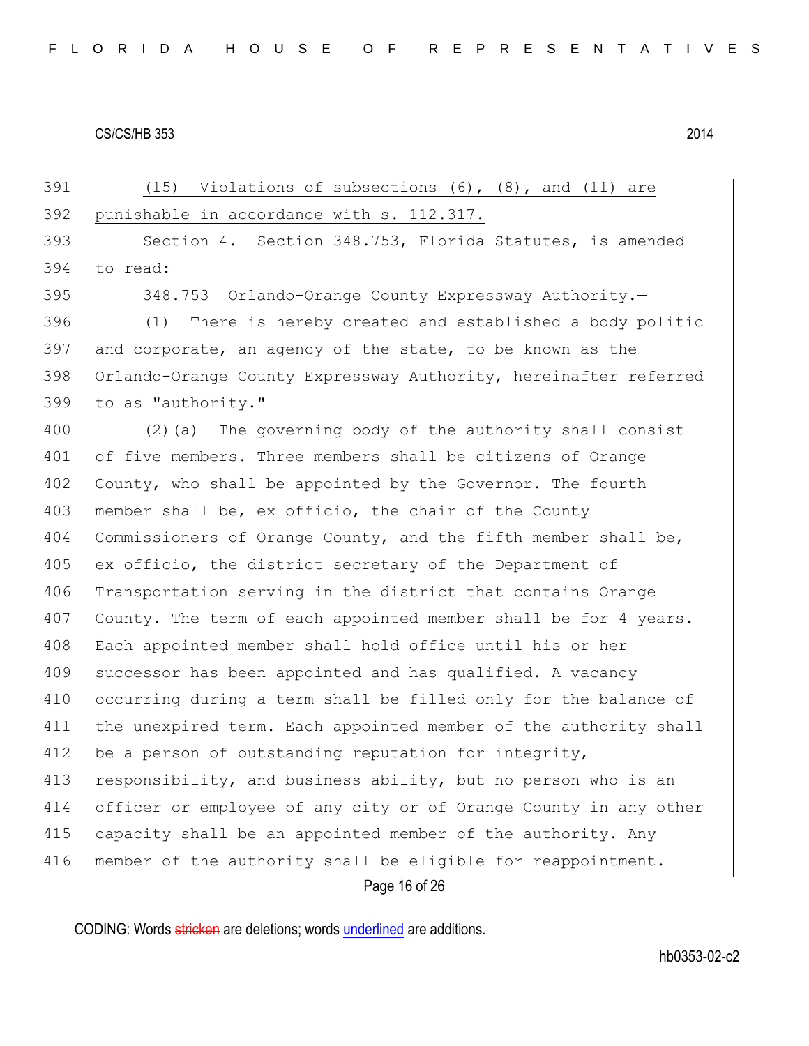(15) Violations of subsections (6), (8), and (11) are punishable in accordance with s. 112.317.

Section 4. Section 348.753, Florida Statutes, is amended to read:

348.753 Orlando-Orange County Expressway Authority.—

(1) There is hereby created and established a body politic and corporate, an agency of the state, to be known as the Orlando-Orange County Expressway Authority, hereinafter referred to as "authority."

(2)(a) The governing body of the authority shall consist of five members. Three members shall be citizens of Orange County, who shall be appointed by the Governor. The fourth member shall be, ex officio, the chair of the County Commissioners of Orange County, and the fifth member shall be, ex officio, the district secretary of the Department of Transportation serving in the district that contains Orange County. The term of each appointed member shall be for 4 years. Each appointed member shall hold office until his or her successor has been appointed and has qualified. A vacancy occurring during a term shall be filled only for the balance of the unexpired term. Each appointed member of the authority shall be a person of outstanding reputation for integrity, responsibility, and business ability, but no person who is an officer or employee of any city or of Orange County in any other capacity shall be an appointed member of the authority. Any member of the authority shall be eligible for reappointment.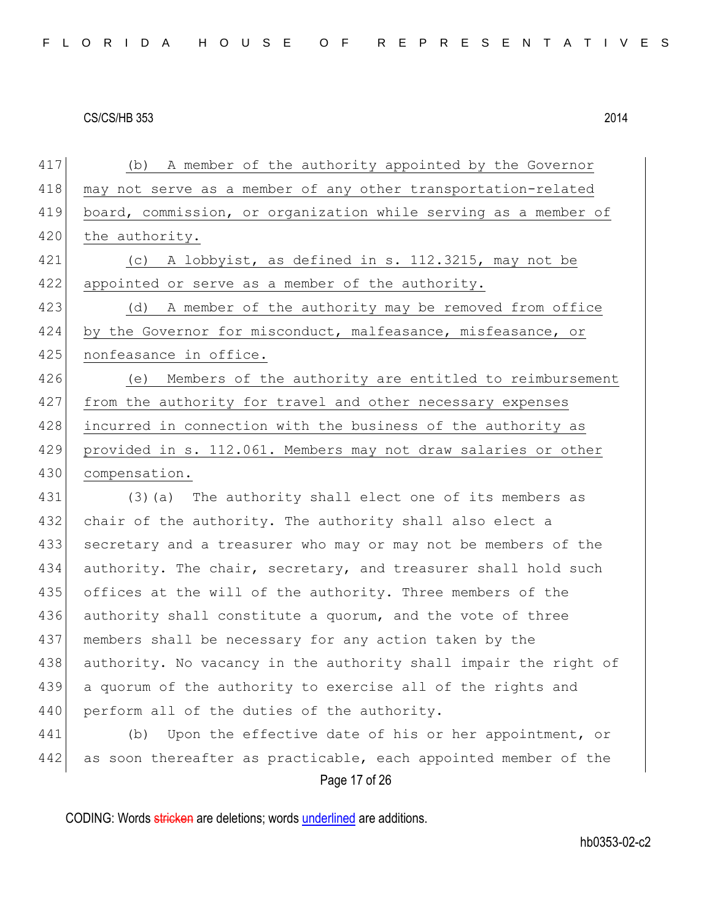(b) A member of the authority appointed by the Governor may not serve as a member of any other transportation-related board, commission, or organization while serving as a member of the authority.

(c) A lobbyist, as defined in s. 112.3215, may not be appointed or serve as a member of the authority.

(d) A member of the authority may be removed from office by the Governor for misconduct, malfeasance, misfeasance, or nonfeasance in office.

(e) Members of the authority are entitled to reimbursement from the authority for travel and other necessary expenses incurred in connection with the business of the authority as provided in s. 112.061. Members may not draw salaries or other compensation.

(3)(a) The authority shall elect one of its members as chair of the authority. The authority shall also elect a secretary and a treasurer who may or may not be members of the authority. The chair, secretary, and treasurer shall hold such offices at the will of the authority. Three members of the authority shall constitute a quorum, and the vote of three members shall be necessary for any action taken by the authority. No vacancy in the authority shall impair the right of a quorum of the authority to exercise all of the rights and perform all of the duties of the authority.

(b) Upon the effective date of his or her appointment, or as soon thereafter as practicable, each appointed member of the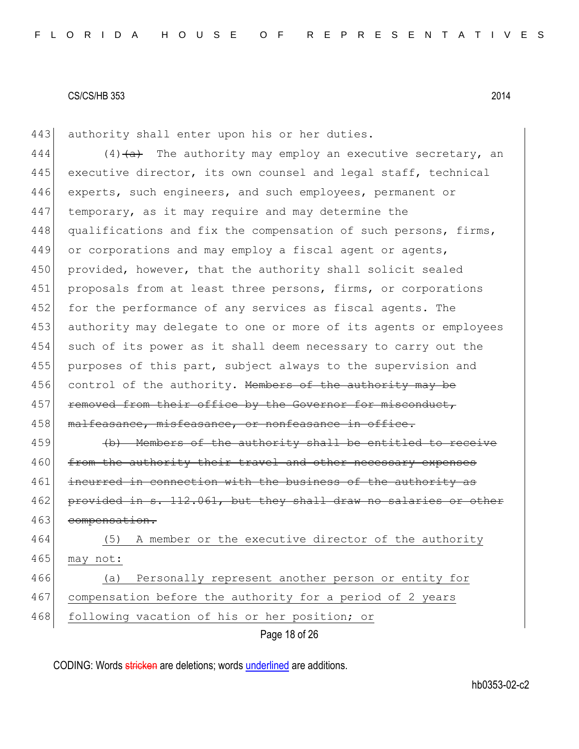authority shall enter upon his or her duties.

(4)~~(a)~~ The authority may employ an executive secretary, an executive director, its own counsel and legal staff, technical experts, such engineers, and such employees, permanent or temporary, as it may require and may determine the qualifications and fix the compensation of such persons, firms, or corporations and may employ a fiscal agent or agents, provided, however, that the authority shall solicit sealed proposals from at least three persons, firms, or corporations for the performance of any services as fiscal agents. The authority may delegate to one or more of its agents or employees such of its power as it shall deem necessary to carry out the purposes of this part, subject always to the supervision and control of the authority. ~~Members of the authority may be removed from their office by the Governor for misconduct, malfeasance, misfeasance, or nonfeasance in office.~~

~~(b) Members of the authority shall be entitled to receive from the authority their travel and other necessary expenses incurred in connection with the business of the authority as provided in s. 112.061, but they shall draw no salaries or other compensation.~~

(5) A member or the executive director of the authority may not:

(a) Personally represent another person or entity for compensation before the authority for a period of 2 years following vacation of his or her position; or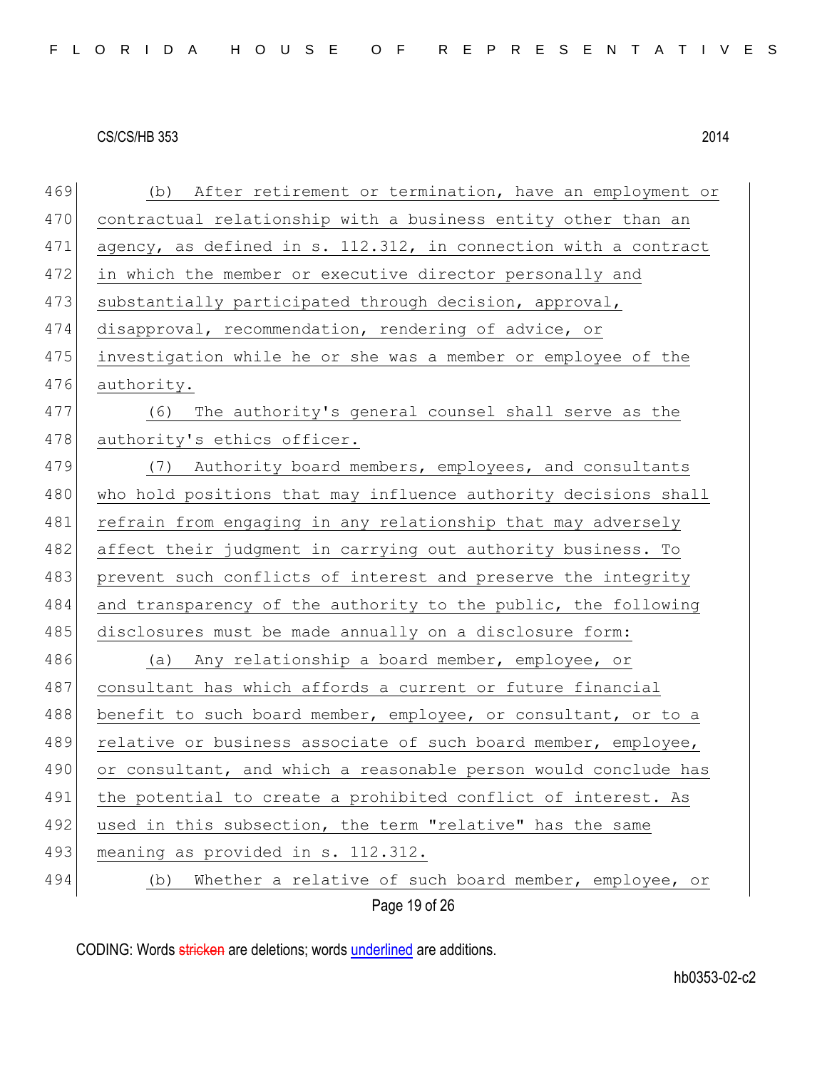(b) After retirement or termination, have an employment or contractual relationship with a business entity other than an agency, as defined in s. 112.312, in connection with a contract in which the member or executive director personally and substantially participated through decision, approval, disapproval, recommendation, rendering of advice, or investigation while he or she was a member or employee of the authority.

(6) The authority's general counsel shall serve as the authority's ethics officer.

(7) Authority board members, employees, and consultants who hold positions that may influence authority decisions shall refrain from engaging in any relationship that may adversely affect their judgment in carrying out authority business. To prevent such conflicts of interest and preserve the integrity and transparency of the authority to the public, the following disclosures must be made annually on a disclosure form:

(a) Any relationship a board member, employee, or consultant has which affords a current or future financial benefit to such board member, employee, or consultant, or to a relative or business associate of such board member, employee, or consultant, and which a reasonable person would conclude has the potential to create a prohibited conflict of interest. As used in this subsection, the term "relative" has the same meaning as provided in s. 112.312.

(b) Whether a relative of such board member, employee, or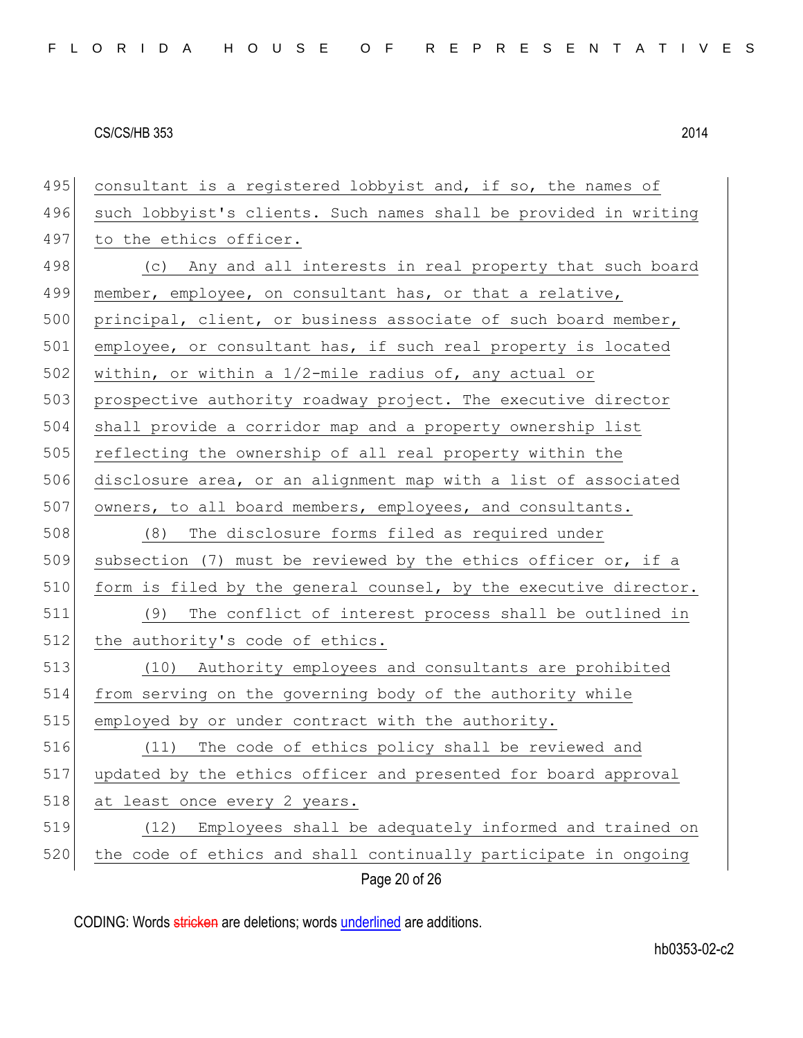consultant is a registered lobbyist and, if so, the names of such lobbyist's clients. Such names shall be provided in writing to the ethics officer.

(c) Any and all interests in real property that such board member, employee, on consultant has, or that a relative, principal, client, or business associate of such board member, employee, or consultant has, if such real property is located within, or within a 1/2-mile radius of, any actual or prospective authority roadway project. The executive director shall provide a corridor map and a property ownership list reflecting the ownership of all real property within the disclosure area, or an alignment map with a list of associated owners, to all board members, employees, and consultants.

(8) The disclosure forms filed as required under subsection (7) must be reviewed by the ethics officer or, if a form is filed by the general counsel, by the executive director.

(9) The conflict of interest process shall be outlined in the authority's code of ethics.

(10) Authority employees and consultants are prohibited from serving on the governing body of the authority while employed by or under contract with the authority.

(11) The code of ethics policy shall be reviewed and updated by the ethics officer and presented for board approval at least once every 2 years.

(12) Employees shall be adequately informed and trained on the code of ethics and shall continually participate in ongoing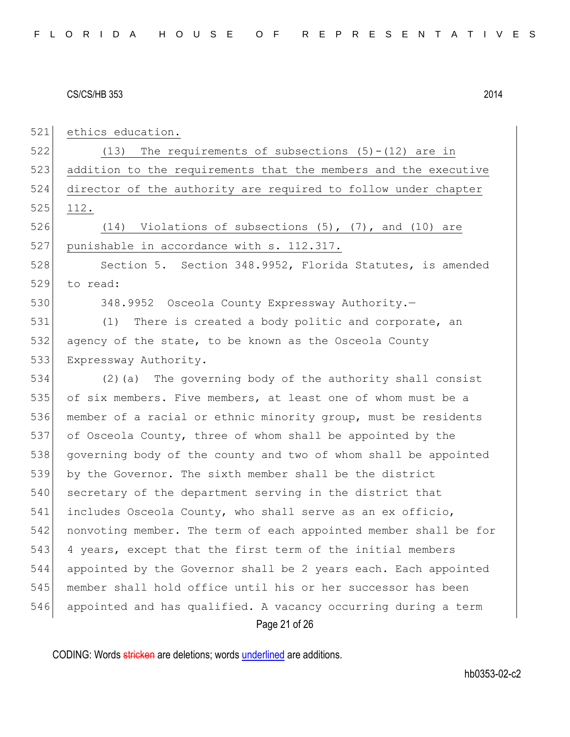521 ethics education.

522 (13) The requirements of subsections (5)-(12) are in
523 addition to the requirements that the members and the executive
524 director of the authority are required to follow under chapter
525 112.

526 (14) Violations of subsections (5), (7), and (10) are
527 punishable in accordance with s. 112.317.

528 Section 5. Section 348.9952, Florida Statutes, is amended
529 to read:

530 348.9952 Osceola County Expressway Authority.—

531 (1) There is created a body politic and corporate, an
532 agency of the state, to be known as the Osceola County
533 Expressway Authority.

534 (2)(a) The governing body of the authority shall consist
535 of six members. Five members, at least one of whom must be a
536 member of a racial or ethnic minority group, must be residents
537 of Osceola County, three of whom shall be appointed by the
538 governing body of the county and two of whom shall be appointed
539 by the Governor. The sixth member shall be the district
540 secretary of the department serving in the district that
541 includes Osceola County, who shall serve as an ex officio,
542 nonvoting member. The term of each appointed member shall be for
543 4 years, except that the first term of the initial members
544 appointed by the Governor shall be 2 years each. Each appointed
545 member shall hold office until his or her successor has been
546 appointed and has qualified. A vacancy occurring during a term

CODING: Words stricken are deletions; words underlined are additions.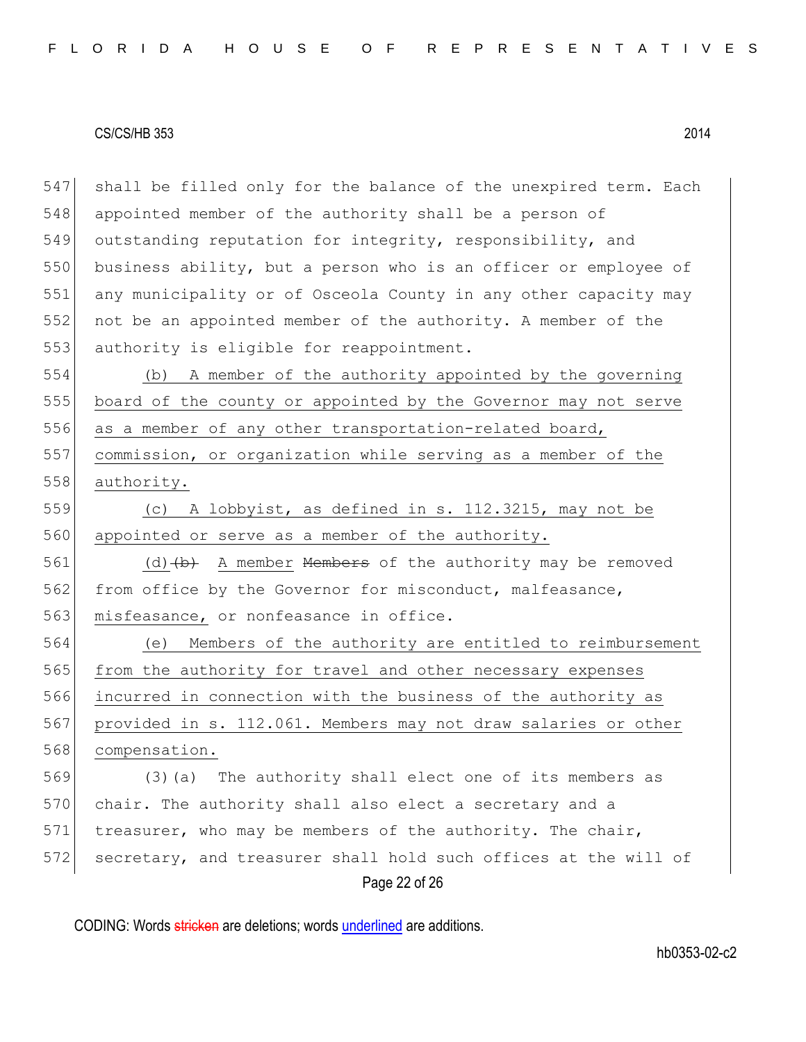shall be filled only for the balance of the unexpired term. Each appointed member of the authority shall be a person of outstanding reputation for integrity, responsibility, and business ability, but a person who is an officer or employee of any municipality or of Osceola County in any other capacity may not be an appointed member of the authority. A member of the authority is eligible for reappointment.

(b) A member of the authority appointed by the governing board of the county or appointed by the Governor may not serve as a member of any other transportation-related board, commission, or organization while serving as a member of the authority.

(c) A lobbyist, as defined in s. 112.3215, may not be appointed or serve as a member of the authority.

(d) ~~(b)~~ A member ~~Members~~ of the authority may be removed from office by the Governor for misconduct, malfeasance, misfeasance, or nonfeasance in office.

(e) Members of the authority are entitled to reimbursement from the authority for travel and other necessary expenses incurred in connection with the business of the authority as provided in s. 112.061. Members may not draw salaries or other compensation.

(3)(a) The authority shall elect one of its members as chair. The authority shall also elect a secretary and a treasurer, who may be members of the authority. The chair, secretary, and treasurer shall hold such offices at the will of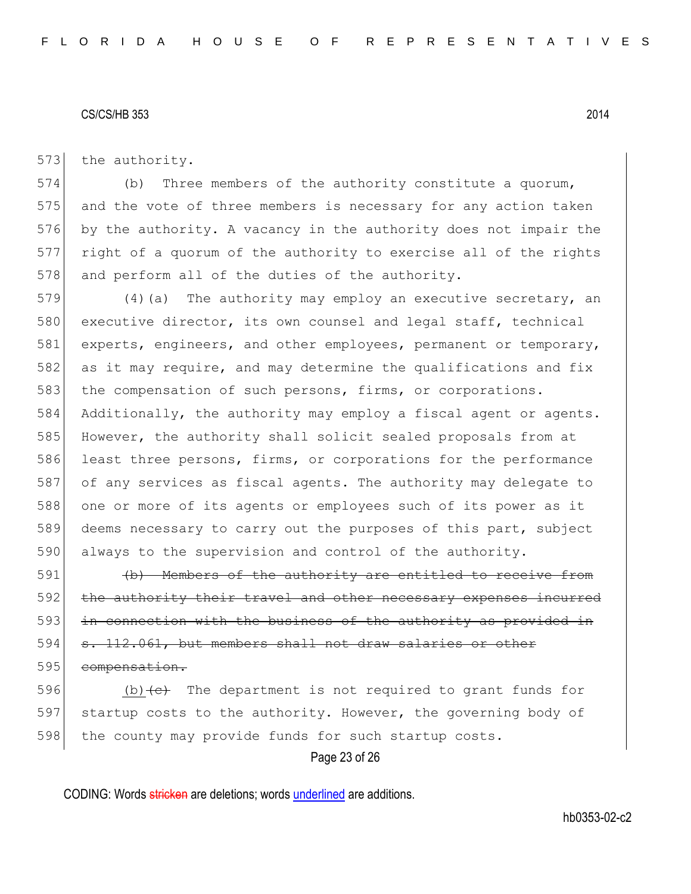573 the authority.

574 (b) Three members of the authority constitute a quorum, 575 and the vote of three members is necessary for any action taken 576 by the authority. A vacancy in the authority does not impair the 577 right of a quorum of the authority to exercise all of the rights 578 and perform all of the duties of the authority.

579 (4)(a) The authority may employ an executive secretary, an 580 executive director, its own counsel and legal staff, technical 581 experts, engineers, and other employees, permanent or temporary, 582 as it may require, and may determine the qualifications and fix 583 the compensation of such persons, firms, or corporations. 584 Additionally, the authority may employ a fiscal agent or agents. 585 However, the authority shall solicit sealed proposals from at 586 least three persons, firms, or corporations for the performance 587 of any services as fiscal agents. The authority may delegate to 588 one or more of its agents or employees such of its power as it 589 deems necessary to carry out the purposes of this part, subject 590 always to the supervision and control of the authority.

591 ~~(b) Members of the authority are entitled to receive from~~ 592 ~~the authority their travel and other necessary expenses incurred~~ 593 ~~in connection with the business of the authority as provided in~~ 594 ~~s. 112.061, but members shall not draw salaries or other~~ 595 ~~compensation.~~

596 <u>(b)</u>~~(c)~~ The department is not required to grant funds for 597 startup costs to the authority. However, the governing body of 598 the county may provide funds for such startup costs.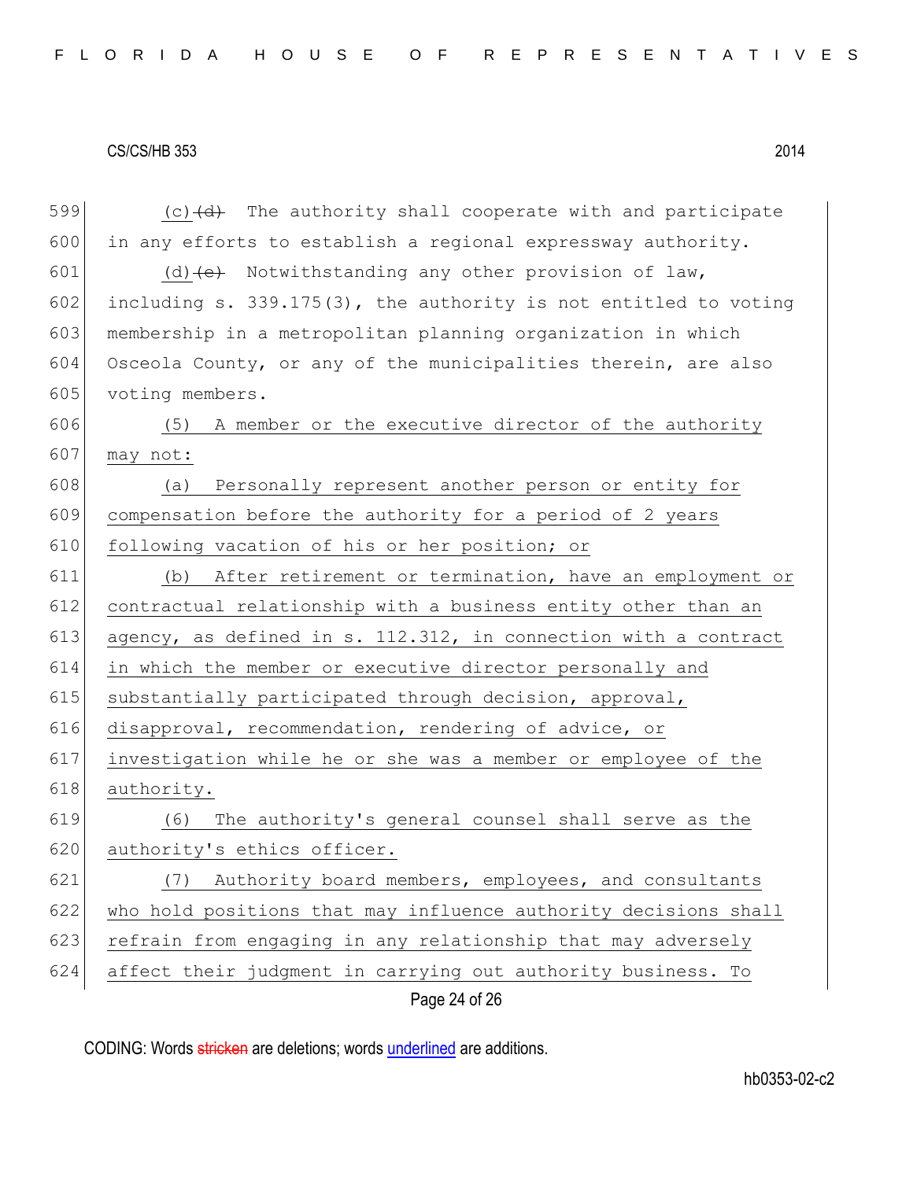(c) ~~(d)~~ The authority shall cooperate with and participate in any efforts to establish a regional expressway authority.

(d) ~~(e)~~ Notwithstanding any other provision of law, including s. 339.175(3), the authority is not entitled to voting membership in a metropolitan planning organization in which Osceola County, or any of the municipalities therein, are also voting members.

<u>(5) A member or the executive director of the authority may not:</u>

<u>(a) Personally represent another person or entity for compensation before the authority for a period of 2 years following vacation of his or her position; or</u>

<u>(b) After retirement or termination, have an employment or contractual relationship with a business entity other than an agency, as defined in s. 112.312, in connection with a contract in which the member or executive director personally and substantially participated through decision, approval, disapproval, recommendation, rendering of advice, or investigation while he or she was a member or employee of the authority.</u>

<u>(6) The authority's general counsel shall serve as the authority's ethics officer.</u>

<u>(7) Authority board members, employees, and consultants who hold positions that may influence authority decisions shall refrain from engaging in any relationship that may adversely affect their judgment in carrying out authority business. To</u>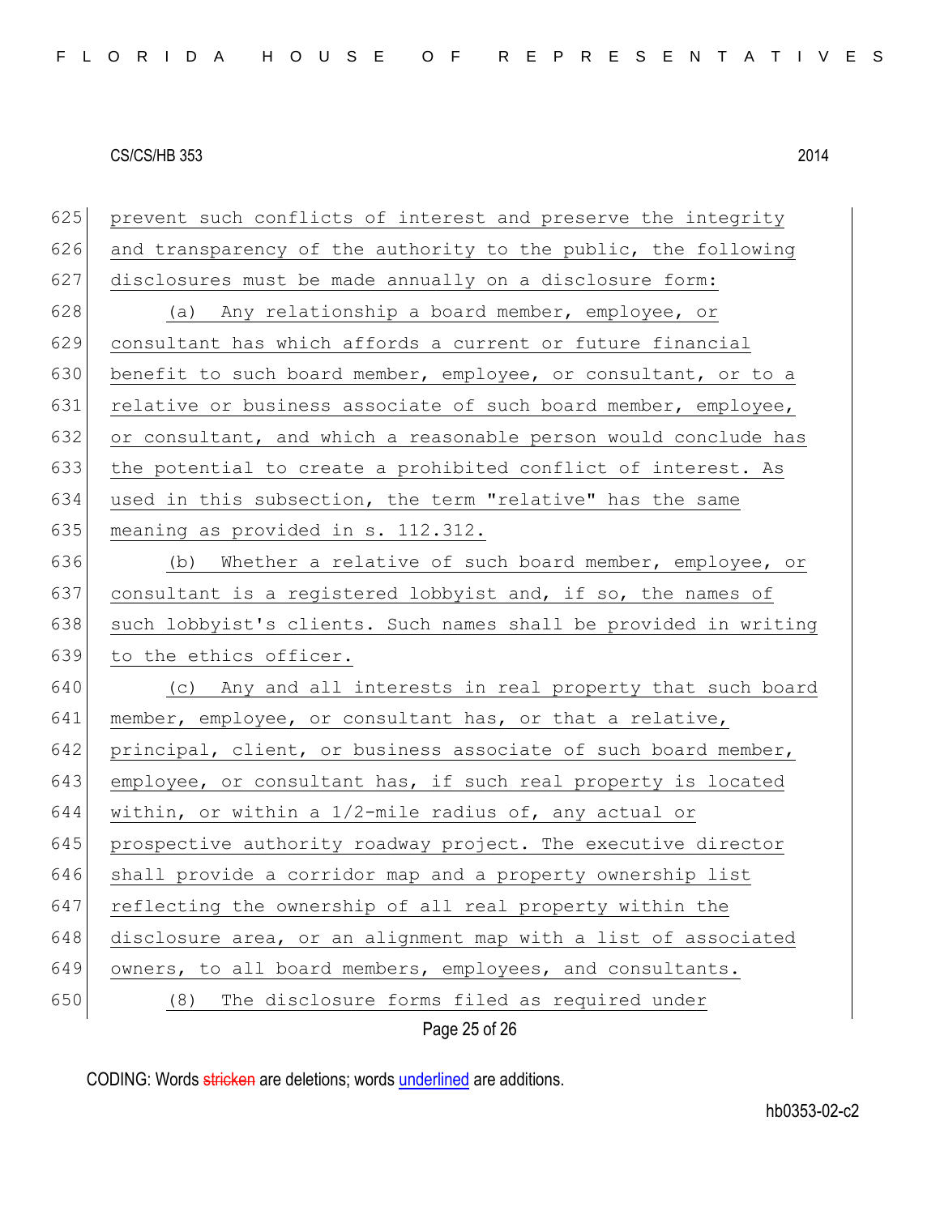prevent such conflicts of interest and preserve the integrity and transparency of the authority to the public, the following disclosures must be made annually on a disclosure form:

(a) Any relationship a board member, employee, or consultant has which affords a current or future financial benefit to such board member, employee, or consultant, or to a relative or business associate of such board member, employee, or consultant, and which a reasonable person would conclude has the potential to create a prohibited conflict of interest. As used in this subsection, the term "relative" has the same meaning as provided in s. 112.312.

(b) Whether a relative of such board member, employee, or consultant is a registered lobbyist and, if so, the names of such lobbyist's clients. Such names shall be provided in writing to the ethics officer.

(c) Any and all interests in real property that such board member, employee, or consultant has, or that a relative, principal, client, or business associate of such board member, employee, or consultant has, if such real property is located within, or within a 1/2-mile radius of, any actual or prospective authority roadway project. The executive director shall provide a corridor map and a property ownership list reflecting the ownership of all real property within the disclosure area, or an alignment map with a list of associated owners, to all board members, employees, and consultants.

(8) The disclosure forms filed as required under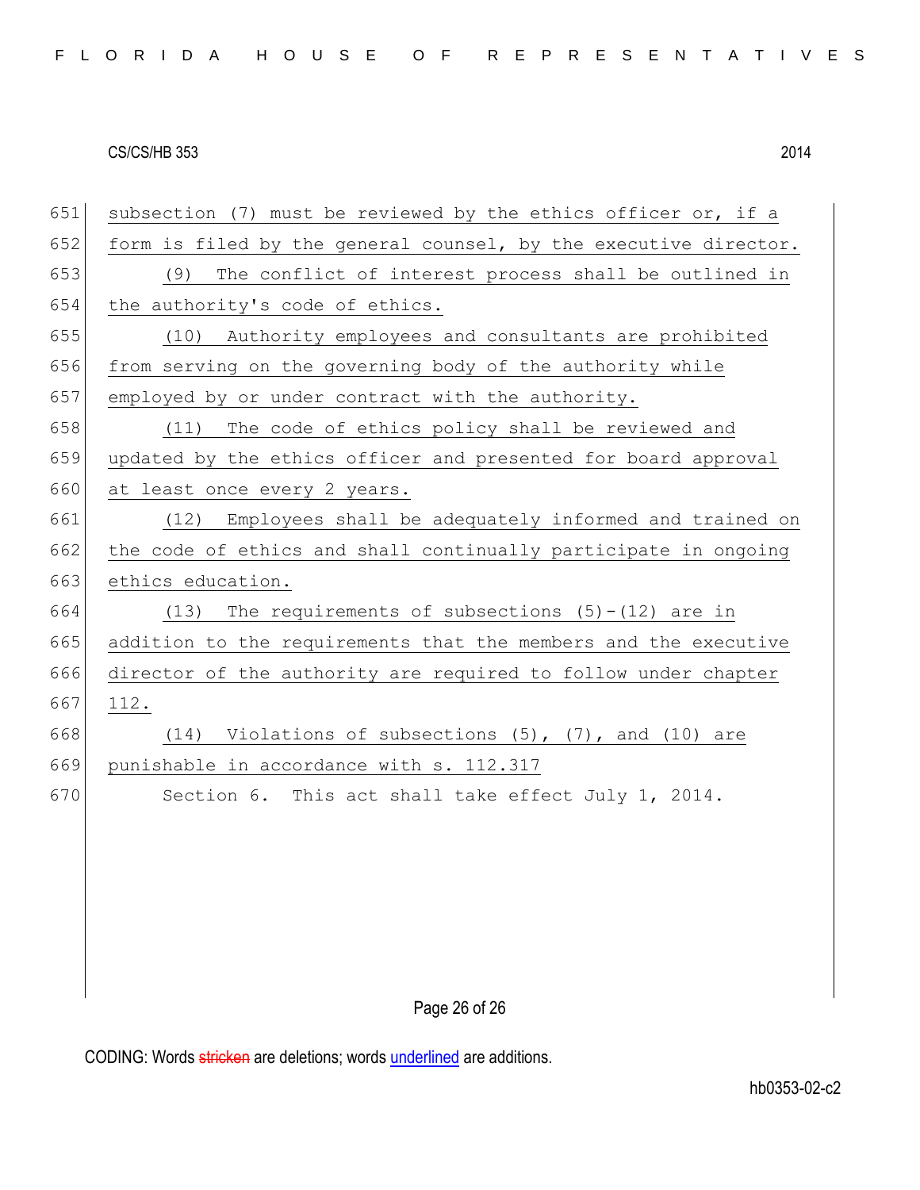651 subsection (7) must be reviewed by the ethics officer or, if a
652 form is filed by the general counsel, by the executive director.
653 (9) The conflict of interest process shall be outlined in
654 the authority's code of ethics.
655 (10) Authority employees and consultants are prohibited
656 from serving on the governing body of the authority while
657 employed by or under contract with the authority.
658 (11) The code of ethics policy shall be reviewed and
659 updated by the ethics officer and presented for board approval
660 at least once every 2 years.
661 (12) Employees shall be adequately informed and trained on
662 the code of ethics and shall continually participate in ongoing
663 ethics education.
664 (13) The requirements of subsections (5)-(12) are in
665 addition to the requirements that the members and the executive
666 director of the authority are required to follow under chapter
667 112.
668 (14) Violations of subsections (5), (7), and (10) are
669 punishable in accordance with s. 112.317
670 Section 6. This act shall take effect July 1, 2014.

CODING: Words ~~stricken~~ are deletions; words underlined are additions.